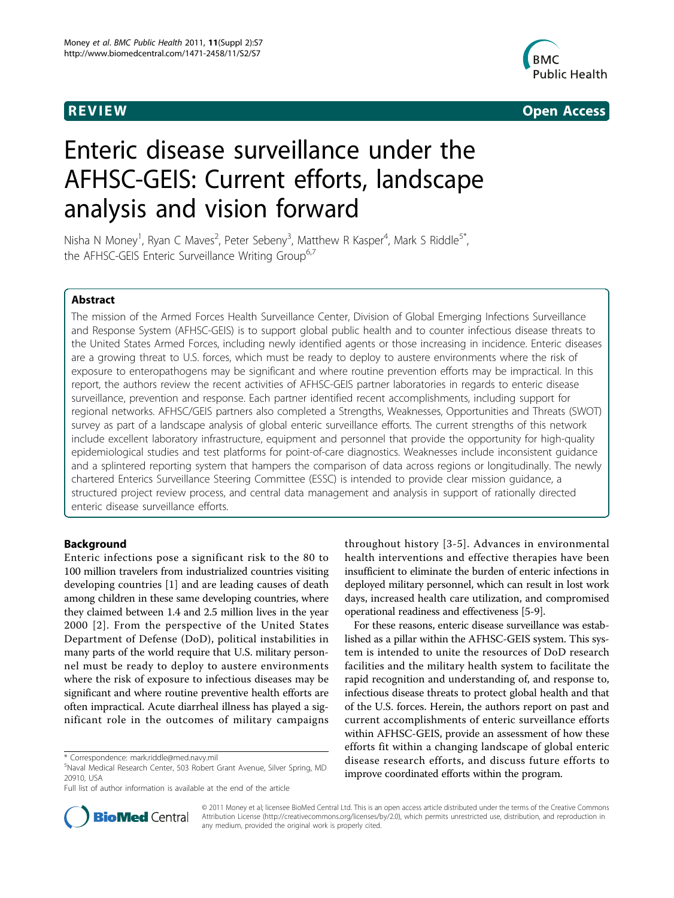**REVIEW** **Open Access**

# Enteric disease surveillance under the AFHSC-GEIS: Current efforts, landscape analysis and vision forward

Nisha N Money[1], Ryan C Maves[2], Peter Sebeny[3], Matthew R Kasper[4], Mark S Riddle[5*], the AFHSC-GEIS Enteric Surveillance Writing Group[6,7]

## Abstract

The mission of the Armed Forces Health Surveillance Center, Division of Global Emerging Infections Surveillance and Response System (AFHSC-GEIS) is to support global public health and to counter infectious disease threats to the United States Armed Forces, including newly identified agents or those increasing in incidence. Enteric diseases are a growing threat to U.S. forces, which must be ready to deploy to austere environments where the risk of exposure to enteropathogens may be significant and where routine prevention efforts may be impractical. In this report, the authors review the recent activities of AFHSC-GEIS partner laboratories in regards to enteric disease surveillance, prevention and response. Each partner identified recent accomplishments, including support for regional networks. AFHSC/GEIS partners also completed a Strengths, Weaknesses, Opportunities and Threats (SWOT) survey as part of a landscape analysis of global enteric surveillance efforts. The current strengths of this network include excellent laboratory infrastructure, equipment and personnel that provide the opportunity for high-quality epidemiological studies and test platforms for point-of-care diagnostics. Weaknesses include inconsistent guidance and a splintered reporting system that hampers the comparison of data across regions or longitudinally. The newly chartered Enterics Surveillance Steering Committee (ESSC) is intended to provide clear mission guidance, a structured project review process, and central data management and analysis in support of rationally directed enteric disease surveillance efforts.

## Background

Enteric infections pose a significant risk to the 80 to 100 million travelers from industrialized countries visiting developing countries [1] and are leading causes of death among children in these same developing countries, where they claimed between 1.4 and 2.5 million lives in the year 2000 [2]. From the perspective of the United States Department of Defense (DoD), political instabilities in many parts of the world require that U.S. military personnel must be ready to deploy to austere environments where the risk of exposure to infectious diseases may be significant and where routine preventive health efforts are often impractical. Acute diarrheal illness has played a significant role in the outcomes of military campaigns throughout history [3-5]. Advances in environmental health interventions and effective therapies have been insufficient to eliminate the burden of enteric infections in deployed military personnel, which can result in lost work days, increased health care utilization, and compromised operational readiness and effectiveness [5-9].

For these reasons, enteric disease surveillance was established as a pillar within the AFHSC-GEIS system. This system is intended to unite the resources of DoD research facilities and the military health system to facilitate the rapid recognition and understanding of, and response to, infectious disease threats to protect global health and that of the U.S. forces. Herein, the authors report on past and current accomplishments of enteric surveillance efforts within AFHSC-GEIS, provide an assessment of how these efforts fit within a changing landscape of global enteric disease research efforts, and discuss future efforts to improve coordinated efforts within the program.

* Correspondence: mark.riddle@med.navy.mil
[5]Naval Medical Research Center, 503 Robert Grant Avenue, Silver Spring, MD 20910, USA
Full list of author information is available at the end of the article

© 2011 Money et al; licensee BioMed Central Ltd. This is an open access article distributed under the terms of the Creative Commons Attribution License (http://creativecommons.org/licenses/by/2.0), which permits unrestricted use, distribution, and reproduction in any medium, provided the original work is properly cited.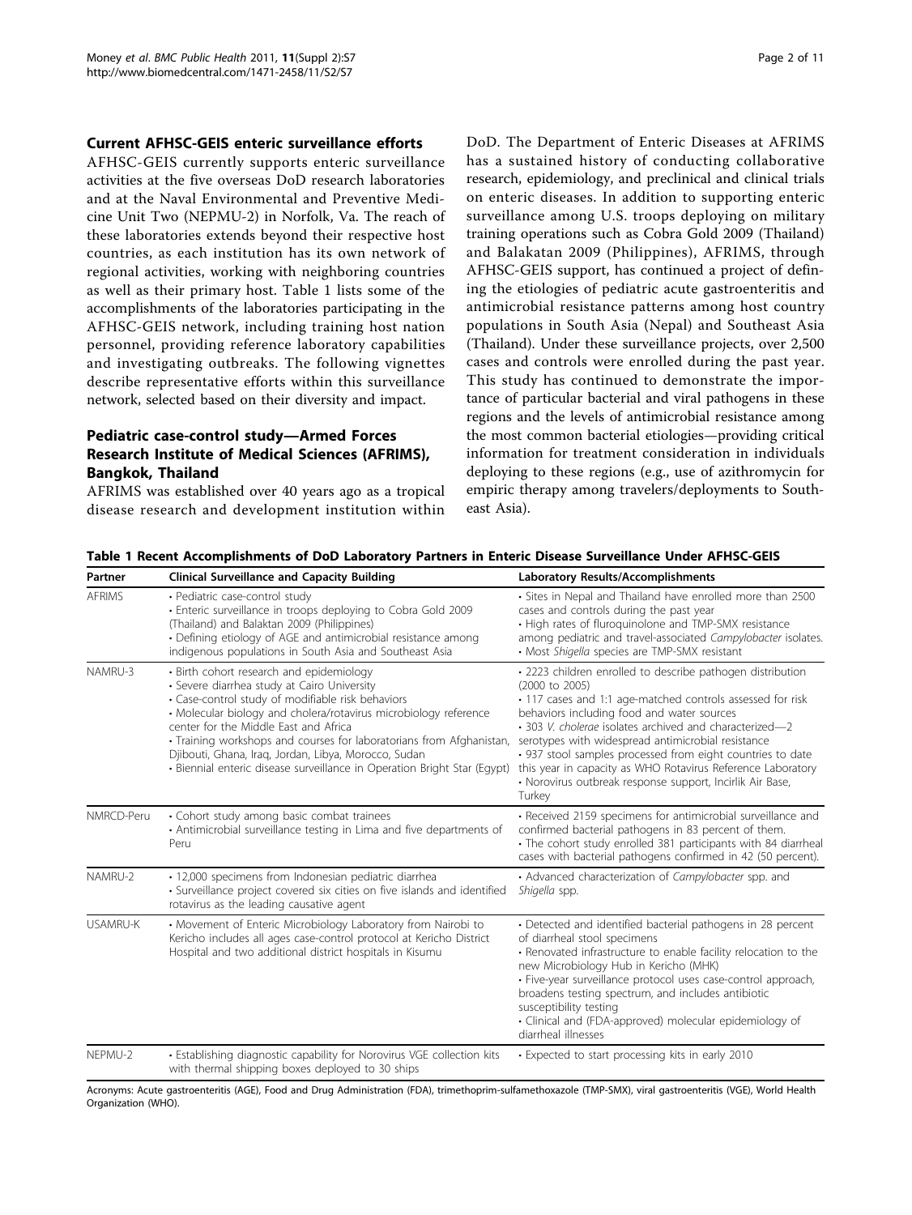## Current AFHSC-GEIS enteric surveillance efforts

AFHSC-GEIS currently supports enteric surveillance activities at the five overseas DoD research laboratories and at the Naval Environmental and Preventive Medicine Unit Two (NEPMU-2) in Norfolk, Va. The reach of these laboratories extends beyond their respective host countries, as each institution has its own network of regional activities, working with neighboring countries as well as their primary host. Table 1 lists some of the accomplishments of the laboratories participating in the AFHSC-GEIS network, including training host nation personnel, providing reference laboratory capabilities and investigating outbreaks. The following vignettes describe representative efforts within this surveillance network, selected based on their diversity and impact.

## Pediatric case-control study—Armed Forces Research Institute of Medical Sciences (AFRIMS), Bangkok, Thailand

AFRIMS was established over 40 years ago as a tropical disease research and development institution within DoD. The Department of Enteric Diseases at AFRIMS has a sustained history of conducting collaborative research, epidemiology, and preclinical and clinical trials on enteric diseases. In addition to supporting enteric surveillance among U.S. troops deploying on military training operations such as Cobra Gold 2009 (Thailand) and Balakatan 2009 (Philippines), AFRIMS, through AFHSC-GEIS support, has continued a project of defining the etiologies of pediatric acute gastroenteritis and antimicrobial resistance patterns among host country populations in South Asia (Nepal) and Southeast Asia (Thailand). Under these surveillance projects, over 2,500 cases and controls were enrolled during the past year. This study has continued to demonstrate the importance of particular bacterial and viral pathogens in these regions and the levels of antimicrobial resistance among the most common bacterial etiologies—providing critical information for treatment consideration in individuals deploying to these regions (e.g., use of azithromycin for empiric therapy among travelers/deployments to Southeast Asia).

**Table 1 Recent Accomplishments of DoD Laboratory Partners in Enteric Disease Surveillance Under AFHSC-GEIS**

| Partner | Clinical Surveillance and Capacity Building | Laboratory Results/Accomplishments |
|---|---|---|
| AFRIMS | • Pediatric case-control study<br>• Enteric surveillance in troops deploying to Cobra Gold 2009 (Thailand) and Balaktan 2009 (Philippines)<br>• Defining etiology of AGE and antimicrobial resistance among indigenous populations in South Asia and Southeast Asia | • Sites in Nepal and Thailand have enrolled more than 2500 cases and controls during the past year<br>• High rates of fluroquinolone and TMP-SMX resistance among pediatric and travel-associated *Campylobacter* isolates.<br>• Most *Shigella* species are TMP-SMX resistant |
| NAMRU-3 | • Birth cohort research and epidemiology<br>• Severe diarrhea study at Cairo University<br>• Case-control study of modifiable risk behaviors<br>• Molecular biology and cholera/rotavirus microbiology reference center for the Middle East and Africa<br>• Training workshops and courses for laboratorians from Afghanistan, Djibouti, Ghana, Iraq, Jordan, Libya, Morocco, Sudan<br>• Biennial enteric disease surveillance in Operation Bright Star (Egypt) | • 2223 children enrolled to describe pathogen distribution (2000 to 2005)<br>• 117 cases and 1:1 age-matched controls assessed for risk behaviors including food and water sources<br>• 303 *V. cholerae* isolates archived and characterized—2 serotypes with widespread antimicrobial resistance<br>• 937 stool samples processed from eight countries to date this year in capacity as WHO Rotavirus Reference Laboratory<br>• Norovirus outbreak response support, Incirlik Air Base, Turkey |
| NMRCD-Peru | • Cohort study among basic combat trainees<br>• Antimicrobial surveillance testing in Lima and five departments of Peru | • Received 2159 specimens for antimicrobial surveillance and confirmed bacterial pathogens in 83 percent of them.<br>• The cohort study enrolled 381 participants with 84 diarrheal cases with bacterial pathogens confirmed in 42 (50 percent). |
| NAMRU-2 | • 12,000 specimens from Indonesian pediatric diarrhea<br>• Surveillance project covered six cities on five islands and identified rotavirus as the leading causative agent | • Advanced characterization of *Campylobacter* spp. and *Shigella* spp. |
| USAMRU-K | • Movement of Enteric Microbiology Laboratory from Nairobi to Kericho includes all ages case-control protocol at Kericho District Hospital and two additional district hospitals in Kisumu | • Detected and identified bacterial pathogens in 28 percent of diarrheal stool specimens<br>• Renovated infrastructure to enable facility relocation to the new Microbiology Hub in Kericho (MHK)<br>• Five-year surveillance protocol uses case-control approach, broadens testing spectrum, and includes antibiotic susceptibility testing<br>• Clinical and (FDA-approved) molecular epidemiology of diarrheal illnesses |
| NEPMU-2 | • Establishing diagnostic capability for Norovirus VGE collection kits with thermal shipping boxes deployed to 30 ships | • Expected to start processing kits in early 2010 |

Acronyms: Acute gastroenteritis (AGE), Food and Drug Administration (FDA), trimethoprim-sulfamethoxazole (TMP-SMX), viral gastroenteritis (VGE), World Health Organization (WHO).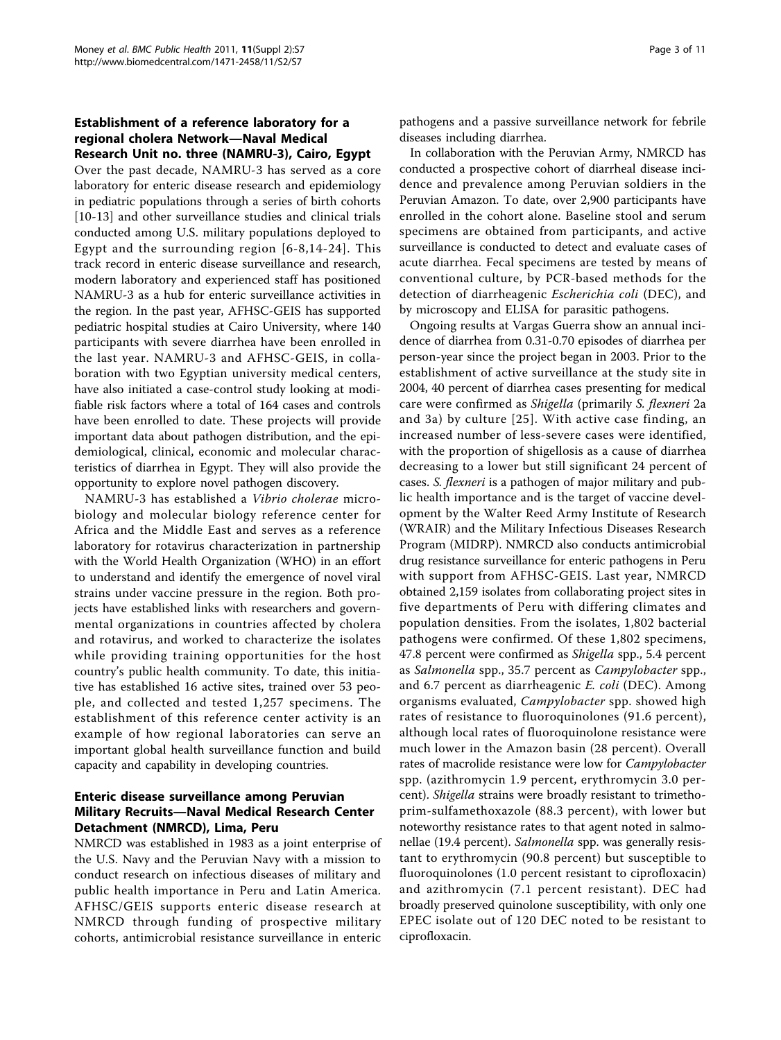## Establishment of a reference laboratory for a regional cholera Network—Naval Medical Research Unit no. three (NAMRU-3), Cairo, Egypt

Over the past decade, NAMRU-3 has served as a core laboratory for enteric disease research and epidemiology in pediatric populations through a series of birth cohorts [10-13] and other surveillance studies and clinical trials conducted among U.S. military populations deployed to Egypt and the surrounding region [6-8,14-24]. This track record in enteric disease surveillance and research, modern laboratory and experienced staff has positioned NAMRU-3 as a hub for enteric surveillance activities in the region. In the past year, AFHSC-GEIS has supported pediatric hospital studies at Cairo University, where 140 participants with severe diarrhea have been enrolled in the last year. NAMRU-3 and AFHSC-GEIS, in collaboration with two Egyptian university medical centers, have also initiated a case-control study looking at modifiable risk factors where a total of 164 cases and controls have been enrolled to date. These projects will provide important data about pathogen distribution, and the epidemiological, clinical, economic and molecular characteristics of diarrhea in Egypt. They will also provide the opportunity to explore novel pathogen discovery.

NAMRU-3 has established a *Vibrio cholerae* microbiology and molecular biology reference center for Africa and the Middle East and serves as a reference laboratory for rotavirus characterization in partnership with the World Health Organization (WHO) in an effort to understand and identify the emergence of novel viral strains under vaccine pressure in the region. Both projects have established links with researchers and governmental organizations in countries affected by cholera and rotavirus, and worked to characterize the isolates while providing training opportunities for the host country's public health community. To date, this initiative has established 16 active sites, trained over 53 people, and collected and tested 1,257 specimens. The establishment of this reference center activity is an example of how regional laboratories can serve an important global health surveillance function and build capacity and capability in developing countries.

## Enteric disease surveillance among Peruvian Military Recruits—Naval Medical Research Center Detachment (NMRCD), Lima, Peru

NMRCD was established in 1983 as a joint enterprise of the U.S. Navy and the Peruvian Navy with a mission to conduct research on infectious diseases of military and public health importance in Peru and Latin America. AFHSC/GEIS supports enteric disease research at NMRCD through funding of prospective military cohorts, antimicrobial resistance surveillance in enteric pathogens and a passive surveillance network for febrile diseases including diarrhea.

In collaboration with the Peruvian Army, NMRCD has conducted a prospective cohort of diarrheal disease incidence and prevalence among Peruvian soldiers in the Peruvian Amazon. To date, over 2,900 participants have enrolled in the cohort alone. Baseline stool and serum specimens are obtained from participants, and active surveillance is conducted to detect and evaluate cases of acute diarrhea. Fecal specimens are tested by means of conventional culture, by PCR-based methods for the detection of diarrheagenic *Escherichia coli* (DEC), and by microscopy and ELISA for parasitic pathogens.

Ongoing results at Vargas Guerra show an annual incidence of diarrhea from 0.31-0.70 episodes of diarrhea per person-year since the project began in 2003. Prior to the establishment of active surveillance at the study site in 2004, 40 percent of diarrhea cases presenting for medical care were confirmed as *Shigella* (primarily *S. flexneri* 2a and 3a) by culture [25]. With active case finding, an increased number of less-severe cases were identified, with the proportion of shigellosis as a cause of diarrhea decreasing to a lower but still significant 24 percent of cases. *S. flexneri* is a pathogen of major military and public health importance and is the target of vaccine development by the Walter Reed Army Institute of Research (WRAIR) and the Military Infectious Diseases Research Program (MIDRP). NMRCD also conducts antimicrobial drug resistance surveillance for enteric pathogens in Peru with support from AFHSC-GEIS. Last year, NMRCD obtained 2,159 isolates from collaborating project sites in five departments of Peru with differing climates and population densities. From the isolates, 1,802 bacterial pathogens were confirmed. Of these 1,802 specimens, 47.8 percent were confirmed as *Shigella* spp., 5.4 percent as *Salmonella* spp., 35.7 percent as *Campylobacter* spp., and 6.7 percent as diarrheagenic *E. coli* (DEC). Among organisms evaluated, *Campylobacter* spp. showed high rates of resistance to fluoroquinolones (91.6 percent), although local rates of fluoroquinolone resistance were much lower in the Amazon basin (28 percent). Overall rates of macrolide resistance were low for *Campylobacter* spp. (azithromycin 1.9 percent, erythromycin 3.0 percent). *Shigella* strains were broadly resistant to trimethoprim-sulfamethoxazole (88.3 percent), with lower but noteworthy resistance rates to that agent noted in salmonellae (19.4 percent). *Salmonella* spp. was generally resistant to erythromycin (90.8 percent) but susceptible to fluoroquinolones (1.0 percent resistant to ciprofloxacin) and azithromycin (7.1 percent resistant). DEC had broadly preserved quinolone susceptibility, with only one EPEC isolate out of 120 DEC noted to be resistant to ciprofloxacin.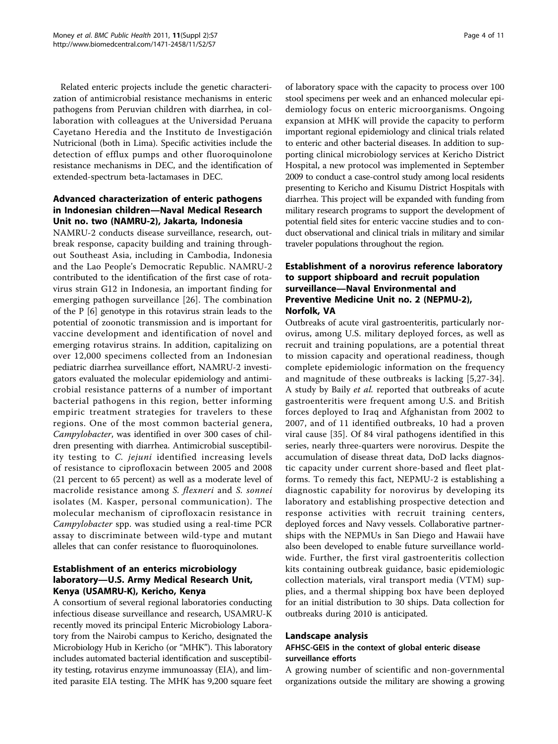Related enteric projects include the genetic characterization of antimicrobial resistance mechanisms in enteric pathogens from Peruvian children with diarrhea, in collaboration with colleagues at the Universidad Peruana Cayetano Heredia and the Instituto de Investigación Nutricional (both in Lima). Specific activities include the detection of efflux pumps and other fluoroquinolone resistance mechanisms in DEC, and the identification of extended-spectrum beta-lactamases in DEC.

### Advanced characterization of enteric pathogens in Indonesian children—Naval Medical Research Unit no. two (NAMRU-2), Jakarta, Indonesia

NAMRU-2 conducts disease surveillance, research, outbreak response, capacity building and training throughout Southeast Asia, including in Cambodia, Indonesia and the Lao People's Democratic Republic. NAMRU-2 contributed to the identification of the first case of rotavirus strain G12 in Indonesia, an important finding for emerging pathogen surveillance [26]. The combination of the P [6] genotype in this rotavirus strain leads to the potential of zoonotic transmission and is important for vaccine development and identification of novel and emerging rotavirus strains. In addition, capitalizing on over 12,000 specimens collected from an Indonesian pediatric diarrhea surveillance effort, NAMRU-2 investigators evaluated the molecular epidemiology and antimicrobial resistance patterns of a number of important bacterial pathogens in this region, better informing empiric treatment strategies for travelers to these regions. One of the most common bacterial genera, *Campylobacter*, was identified in over 300 cases of children presenting with diarrhea. Antimicrobial susceptibility testing to *C. jejuni* identified increasing levels of resistance to ciprofloxacin between 2005 and 2008 (21 percent to 65 percent) as well as a moderate level of macrolide resistance among *S. flexneri* and *S. sonnei* isolates (M. Kasper, personal communication). The molecular mechanism of ciprofloxacin resistance in *Campylobacter* spp. was studied using a real-time PCR assay to discriminate between wild-type and mutant alleles that can confer resistance to fluoroquinolones.

### Establishment of an enterics microbiology laboratory—U.S. Army Medical Research Unit, Kenya (USAMRU-K), Kericho, Kenya

A consortium of several regional laboratories conducting infectious disease surveillance and research, USAMRU-K recently moved its principal Enteric Microbiology Laboratory from the Nairobi campus to Kericho, designated the Microbiology Hub in Kericho (or "MHK"). This laboratory includes automated bacterial identification and susceptibility testing, rotavirus enzyme immunoassay (EIA), and limited parasite EIA testing. The MHK has 9,200 square feet of laboratory space with the capacity to process over 100 stool specimens per week and an enhanced molecular epidemiology focus on enteric microorganisms. Ongoing expansion at MHK will provide the capacity to perform important regional epidemiology and clinical trials related to enteric and other bacterial diseases. In addition to supporting clinical microbiology services at Kericho District Hospital, a new protocol was implemented in September 2009 to conduct a case-control study among local residents presenting to Kericho and Kisumu District Hospitals with diarrhea. This project will be expanded with funding from military research programs to support the development of potential field sites for enteric vaccine studies and to conduct observational and clinical trials in military and similar traveler populations throughout the region.

### Establishment of a norovirus reference laboratory to support shipboard and recruit population surveillance—Naval Environmental and Preventive Medicine Unit no. 2 (NEPMU-2), Norfolk, VA

Outbreaks of acute viral gastroenteritis, particularly norovirus, among U.S. military deployed forces, as well as recruit and training populations, are a potential threat to mission capacity and operational readiness, though complete epidemiologic information on the frequency and magnitude of these outbreaks is lacking [5,27-34]. A study by Baily *et al.* reported that outbreaks of acute gastroenteritis were frequent among U.S. and British forces deployed to Iraq and Afghanistan from 2002 to 2007, and of 11 identified outbreaks, 10 had a proven viral cause [35]. Of 84 viral pathogens identified in this series, nearly three-quarters were norovirus. Despite the accumulation of disease threat data, DoD lacks diagnostic capacity under current shore-based and fleet platforms. To remedy this fact, NEPMU-2 is establishing a diagnostic capability for norovirus by developing its laboratory and establishing prospective detection and response activities with recruit training centers, deployed forces and Navy vessels. Collaborative partnerships with the NEPMUs in San Diego and Hawaii have also been developed to enable future surveillance worldwide. Further, the first viral gastroenteritis collection kits containing outbreak guidance, basic epidemiologic collection materials, viral transport media (VTM) supplies, and a thermal shipping box have been deployed for an initial distribution to 30 ships. Data collection for outbreaks during 2010 is anticipated.

## Landscape analysis

### AFHSC-GEIS in the context of global enteric disease surveillance efforts

A growing number of scientific and non-governmental organizations outside the military are showing a growing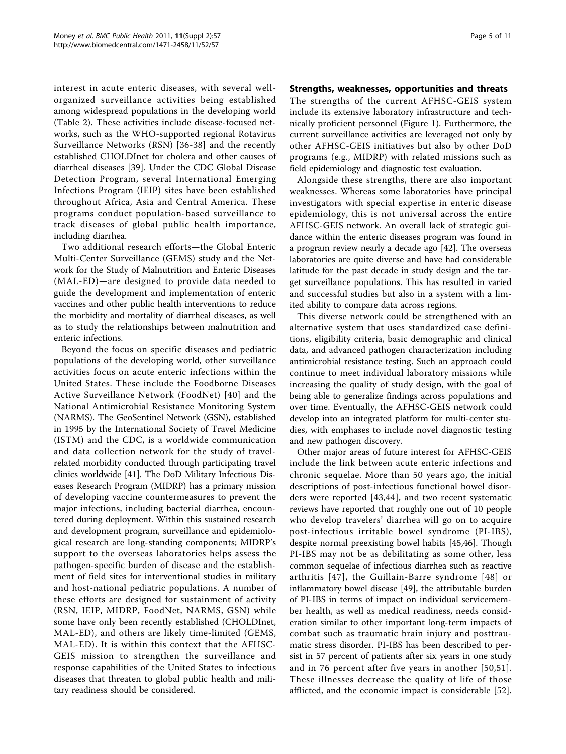interest in acute enteric diseases, with several well-organized surveillance activities being established among widespread populations in the developing world (Table 2). These activities include disease-focused networks, such as the WHO-supported regional Rotavirus Surveillance Networks (RSN) [36-38] and the recently established CHOLDInet for cholera and other causes of diarrheal diseases [39]. Under the CDC Global Disease Detection Program, several International Emerging Infections Program (IEIP) sites have been established throughout Africa, Asia and Central America. These programs conduct population-based surveillance to track diseases of global public health importance, including diarrhea.

Two additional research efforts—the Global Enteric Multi-Center Surveillance (GEMS) study and the Network for the Study of Malnutrition and Enteric Diseases (MAL-ED)—are designed to provide data needed to guide the development and implementation of enteric vaccines and other public health interventions to reduce the morbidity and mortality of diarrheal diseases, as well as to study the relationships between malnutrition and enteric infections.

Beyond the focus on specific diseases and pediatric populations of the developing world, other surveillance activities focus on acute enteric infections within the United States. These include the Foodborne Diseases Active Surveillance Network (FoodNet) [40] and the National Antimicrobial Resistance Monitoring System (NARMS). The GeoSentinel Network (GSN), established in 1995 by the International Society of Travel Medicine (ISTM) and the CDC, is a worldwide communication and data collection network for the study of travel-related morbidity conducted through participating travel clinics worldwide [41]. The DoD Military Infectious Diseases Research Program (MIDRP) has a primary mission of developing vaccine countermeasures to prevent the major infections, including bacterial diarrhea, encountered during deployment. Within this sustained research and development program, surveillance and epidemiological research are long-standing components; MIDRP's support to the overseas laboratories helps assess the pathogen-specific burden of disease and the establishment of field sites for interventional studies in military and host-national pediatric populations. A number of these efforts are designed for sustainment of activity (RSN, IEIP, MIDRP, FoodNet, NARMS, GSN) while some have only been recently established (CHOLDInet, MAL-ED), and others are likely time-limited (GEMS, MAL-ED). It is within this context that the AFHSC-GEIS mission to strengthen the surveillance and response capabilities of the United States to infectious diseases that threaten to global public health and military readiness should be considered.

## Strengths, weaknesses, opportunities and threats

The strengths of the current AFHSC-GEIS system include its extensive laboratory infrastructure and technically proficient personnel (Figure 1). Furthermore, the current surveillance activities are leveraged not only by other AFHSC-GEIS initiatives but also by other DoD programs (e.g., MIDRP) with related missions such as field epidemiology and diagnostic test evaluation.

Alongside these strengths, there are also important weaknesses. Whereas some laboratories have principal investigators with special expertise in enteric disease epidemiology, this is not universal across the entire AFHSC-GEIS network. An overall lack of strategic guidance within the enteric diseases program was found in a program review nearly a decade ago [42]. The overseas laboratories are quite diverse and have had considerable latitude for the past decade in study design and the target surveillance populations. This has resulted in varied and successful studies but also in a system with a limited ability to compare data across regions.

This diverse network could be strengthened with an alternative system that uses standardized case definitions, eligibility criteria, basic demographic and clinical data, and advanced pathogen characterization including antimicrobial resistance testing. Such an approach could continue to meet individual laboratory missions while increasing the quality of study design, with the goal of being able to generalize findings across populations and over time. Eventually, the AFHSC-GEIS network could develop into an integrated platform for multi-center studies, with emphases to include novel diagnostic testing and new pathogen discovery.

Other major areas of future interest for AFHSC-GEIS include the link between acute enteric infections and chronic sequelae. More than 50 years ago, the initial descriptions of post-infectious functional bowel disorders were reported [43,44], and two recent systematic reviews have reported that roughly one out of 10 people who develop travelers' diarrhea will go on to acquire post-infectious irritable bowel syndrome (PI-IBS), despite normal preexisting bowel habits [45,46]. Though PI-IBS may not be as debilitating as some other, less common sequelae of infectious diarrhea such as reactive arthritis [47], the Guillain-Barre syndrome [48] or inflammatory bowel disease [49], the attributable burden of PI-IBS in terms of impact on individual servicemember health, as well as medical readiness, needs consideration similar to other important long-term impacts of combat such as traumatic brain injury and posttraumatic stress disorder. PI-IBS has been described to persist in 57 percent of patients after six years in one study and in 76 percent after five years in another [50,51]. These illnesses decrease the quality of life of those afflicted, and the economic impact is considerable [52].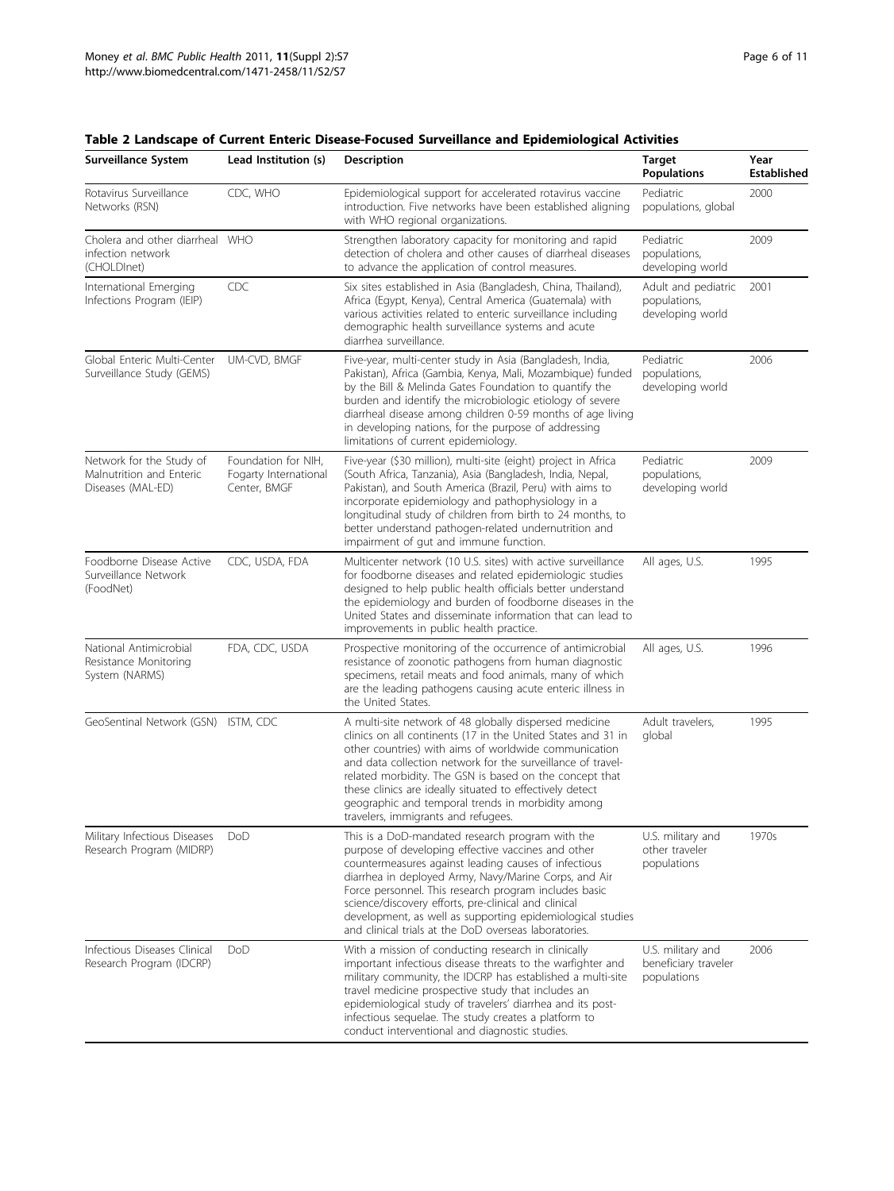**Table 2 Landscape of Current Enteric Disease-Focused Surveillance and Epidemiological Activities**

| Surveillance System | Lead Institution (s) | Description | Target Populations | Year Established |
|---|---|---|---|---|
| Rotavirus Surveillance Networks (RSN) | CDC, WHO | Epidemiological support for accelerated rotavirus vaccine introduction. Five networks have been established aligning with WHO regional organizations. | Pediatric populations, global | 2000 |
| Cholera and other diarrheal infection network (CHOLDInet) | WHO | Strengthen laboratory capacity for monitoring and rapid detection of cholera and other causes of diarrheal diseases to advance the application of control measures. | Pediatric populations, developing world | 2009 |
| International Emerging Infections Program (IEIP) | CDC | Six sites established in Asia (Bangladesh, China, Thailand), Africa (Egypt, Kenya), Central America (Guatemala) with various activities related to enteric surveillance including demographic health surveillance systems and acute diarrhea surveillance. | Adult and pediatric populations, developing world | 2001 |
| Global Enteric Multi-Center Surveillance Study (GEMS) | UM-CVD, BMGF | Five-year, multi-center study in Asia (Bangladesh, India, Pakistan), Africa (Gambia, Kenya, Mali, Mozambique) funded by the Bill & Melinda Gates Foundation to quantify the burden and identify the microbiologic etiology of severe diarrheal disease among children 0-59 months of age living in developing nations, for the purpose of addressing limitations of current epidemiology. | Pediatric populations, developing world | 2006 |
| Network for the Study of Malnutrition and Enteric Diseases (MAL-ED) | Foundation for NIH, Fogarty International Center, BMGF | Five-year ($30 million), multi-site (eight) project in Africa (South Africa, Tanzania), Asia (Bangladesh, India, Nepal, Pakistan), and South America (Brazil, Peru) with aims to incorporate epidemiology and pathophysiology in a longitudinal study of children from birth to 24 months, to better understand pathogen-related undernutrition and impairment of gut and immune function. | Pediatric populations, developing world | 2009 |
| Foodborne Disease Active Surveillance Network (FoodNet) | CDC, USDA, FDA | Multicenter network (10 U.S. sites) with active surveillance for foodborne diseases and related epidemiologic studies designed to help public health officials better understand the epidemiology and burden of foodborne diseases in the United States and disseminate information that can lead to improvements in public health practice. | All ages, U.S. | 1995 |
| National Antimicrobial Resistance Monitoring System (NARMS) | FDA, CDC, USDA | Prospective monitoring of the occurrence of antimicrobial resistance of zoonotic pathogens from human diagnostic specimens, retail meats and food animals, many of which are the leading pathogens causing acute enteric illness in the United States. | All ages, U.S. | 1996 |
| GeoSentinal Network (GSN) | ISTM, CDC | A multi-site network of 48 globally dispersed medicine clinics on all continents (17 in the United States and 31 in other countries) with aims of worldwide communication and data collection network for the surveillance of travel-related morbidity. The GSN is based on the concept that these clinics are ideally situated to effectively detect geographic and temporal trends in morbidity among travelers, immigrants and refugees. | Adult travelers, global | 1995 |
| Military Infectious Diseases Research Program (MIDRP) | DoD | This is a DoD-mandated research program with the purpose of developing effective vaccines and other countermeasures against leading causes of infectious diarrhea in deployed Army, Navy/Marine Corps, and Air Force personnel. This research program includes basic science/discovery efforts, pre-clinical and clinical development, as well as supporting epidemiological studies and clinical trials at the DoD overseas laboratories. | U.S. military and other traveler populations | 1970s |
| Infectious Diseases Clinical Research Program (IDCRP) | DoD | With a mission of conducting research in clinically important infectious disease threats to the warfighter and military community, the IDCRP has established a multi-site travel medicine prospective study that includes an epidemiological study of travelers' diarrhea and its post-infectious sequelae. The study creates a platform to conduct interventional and diagnostic studies. | U.S. military and beneficiary traveler populations | 2006 |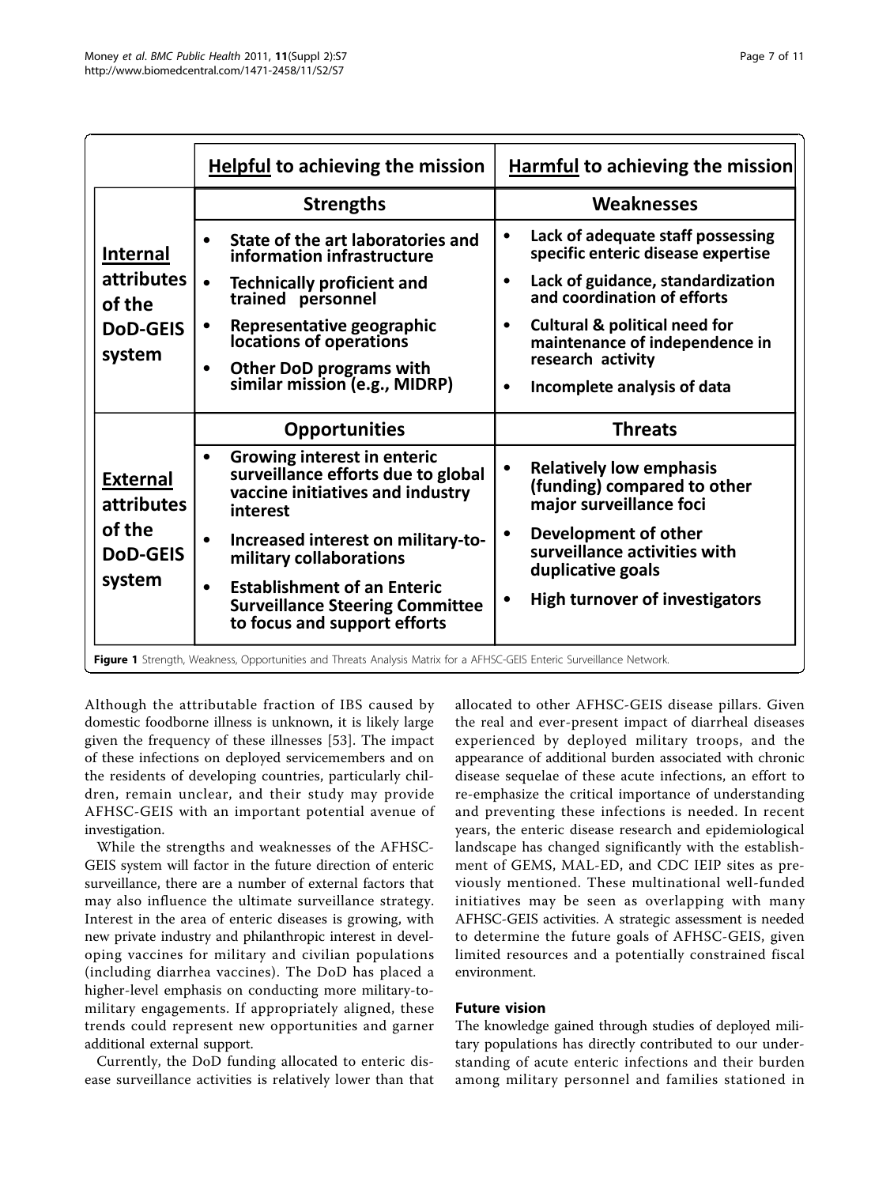| | **Helpful** to achieving the mission | **Harmful** to achieving the mission |
|---|---|---|
| | **Strengths** | **Weaknesses** |
| **Internal attributes of the DoD-GEIS system** | • State of the art laboratories and information infrastructure<br>• Technically proficient and trained personnel<br>• Representative geographic locations of operations<br>• Other DoD programs with similar mission (e.g., MIDRP) | • Lack of adequate staff possessing specific enteric disease expertise<br>• Lack of guidance, standardization and coordination of efforts<br>• Cultural & political need for maintenance of independence in research activity<br>• Incomplete analysis of data |
| | **Opportunities** | **Threats** |
| **External attributes of the DoD-GEIS system** | • Growing interest in enteric surveillance efforts due to global vaccine initiatives and industry interest<br>• Increased interest on military-to-military collaborations<br>• Establishment of an Enteric Surveillance Steering Committee to focus and support efforts | • Relatively low emphasis (funding) compared to other major surveillance foci<br>• Development of other surveillance activities with duplicative goals<br>• High turnover of investigators |

**Figure 1** Strength, Weakness, Opportunities and Threats Analysis Matrix for a AFHSC-GEIS Enteric Surveillance Network.

Although the attributable fraction of IBS caused by domestic foodborne illness is unknown, it is likely large given the frequency of these illnesses [53]. The impact of these infections on deployed servicemembers and on the residents of developing countries, particularly children, remain unclear, and their study may provide AFHSC-GEIS with an important potential avenue of investigation.

While the strengths and weaknesses of the AFHSC-GEIS system will factor in the future direction of enteric surveillance, there are a number of external factors that may also influence the ultimate surveillance strategy. Interest in the area of enteric diseases is growing, with new private industry and philanthropic interest in developing vaccines for military and civilian populations (including diarrhea vaccines). The DoD has placed a higher-level emphasis on conducting more military-to-military engagements. If appropriately aligned, these trends could represent new opportunities and garner additional external support.

Currently, the DoD funding allocated to enteric disease surveillance activities is relatively lower than that allocated to other AFHSC-GEIS disease pillars. Given the real and ever-present impact of diarrheal diseases experienced by deployed military troops, and the appearance of additional burden associated with chronic disease sequelae of these acute infections, an effort to re-emphasize the critical importance of understanding and preventing these infections is needed. In recent years, the enteric disease research and epidemiological landscape has changed significantly with the establishment of GEMS, MAL-ED, and CDC IEIP sites as previously mentioned. These multinational well-funded initiatives may be seen as overlapping with many AFHSC-GEIS activities. A strategic assessment is needed to determine the future goals of AFHSC-GEIS, given limited resources and a potentially constrained fiscal environment.

## Future vision

The knowledge gained through studies of deployed military populations has directly contributed to our understanding of acute enteric infections and their burden among military personnel and families stationed in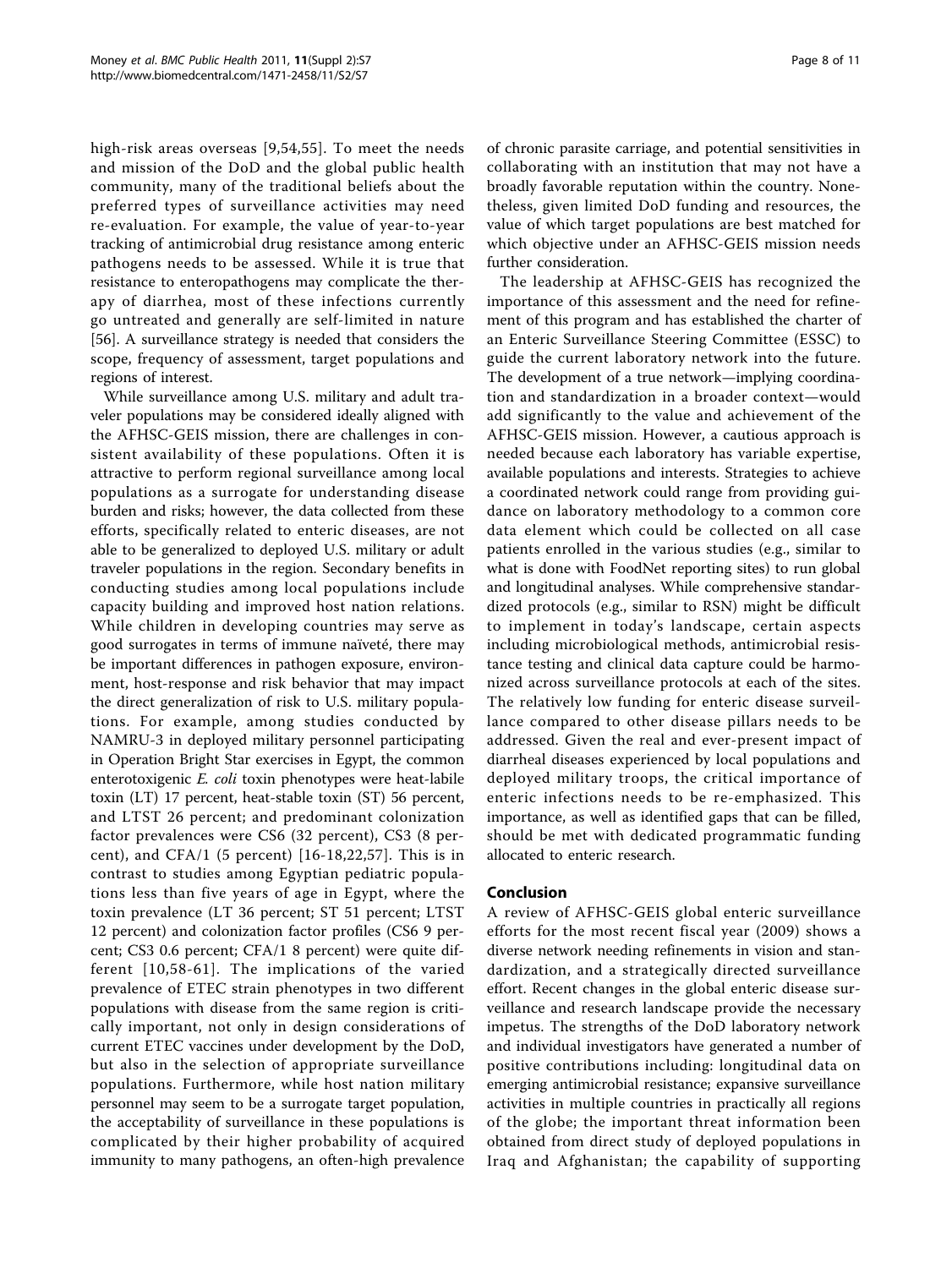high-risk areas overseas [9,54,55]. To meet the needs and mission of the DoD and the global public health community, many of the traditional beliefs about the preferred types of surveillance activities may need re-evaluation. For example, the value of year-to-year tracking of antimicrobial drug resistance among enteric pathogens needs to be assessed. While it is true that resistance to enteropathogens may complicate the therapy of diarrhea, most of these infections currently go untreated and generally are self-limited in nature [56]. A surveillance strategy is needed that considers the scope, frequency of assessment, target populations and regions of interest.

While surveillance among U.S. military and adult traveler populations may be considered ideally aligned with the AFHSC-GEIS mission, there are challenges in consistent availability of these populations. Often it is attractive to perform regional surveillance among local populations as a surrogate for understanding disease burden and risks; however, the data collected from these efforts, specifically related to enteric diseases, are not able to be generalized to deployed U.S. military or adult traveler populations in the region. Secondary benefits in conducting studies among local populations include capacity building and improved host nation relations. While children in developing countries may serve as good surrogates in terms of immune naïveté, there may be important differences in pathogen exposure, environment, host-response and risk behavior that may impact the direct generalization of risk to U.S. military populations. For example, among studies conducted by NAMRU-3 in deployed military personnel participating in Operation Bright Star exercises in Egypt, the common enterotoxigenic *E. coli* toxin phenotypes were heat-labile toxin (LT) 17 percent, heat-stable toxin (ST) 56 percent, and LTST 26 percent; and predominant colonization factor prevalences were CS6 (32 percent), CS3 (8 percent), and CFA/1 (5 percent) [16-18,22,57]. This is in contrast to studies among Egyptian pediatric populations less than five years of age in Egypt, where the toxin prevalence (LT 36 percent; ST 51 percent; LTST 12 percent) and colonization factor profiles (CS6 9 percent; CS3 0.6 percent; CFA/1 8 percent) were quite different [10,58-61]. The implications of the varied prevalence of ETEC strain phenotypes in two different populations with disease from the same region is critically important, not only in design considerations of current ETEC vaccines under development by the DoD, but also in the selection of appropriate surveillance populations. Furthermore, while host nation military personnel may seem to be a surrogate target population, the acceptability of surveillance in these populations is complicated by their higher probability of acquired immunity to many pathogens, an often-high prevalence of chronic parasite carriage, and potential sensitivities in collaborating with an institution that may not have a broadly favorable reputation within the country. Nonetheless, given limited DoD funding and resources, the value of which target populations are best matched for which objective under an AFHSC-GEIS mission needs further consideration.

The leadership at AFHSC-GEIS has recognized the importance of this assessment and the need for refinement of this program and has established the charter of an Enteric Surveillance Steering Committee (ESSC) to guide the current laboratory network into the future. The development of a true network—implying coordination and standardization in a broader context—would add significantly to the value and achievement of the AFHSC-GEIS mission. However, a cautious approach is needed because each laboratory has variable expertise, available populations and interests. Strategies to achieve a coordinated network could range from providing guidance on laboratory methodology to a common core data element which could be collected on all case patients enrolled in the various studies (e.g., similar to what is done with FoodNet reporting sites) to run global and longitudinal analyses. While comprehensive standardized protocols (e.g., similar to RSN) might be difficult to implement in today's landscape, certain aspects including microbiological methods, antimicrobial resistance testing and clinical data capture could be harmonized across surveillance protocols at each of the sites. The relatively low funding for enteric disease surveillance compared to other disease pillars needs to be addressed. Given the real and ever-present impact of diarrheal diseases experienced by local populations and deployed military troops, the critical importance of enteric infections needs to be re-emphasized. This importance, as well as identified gaps that can be filled, should be met with dedicated programmatic funding allocated to enteric research.

## Conclusion

A review of AFHSC-GEIS global enteric surveillance efforts for the most recent fiscal year (2009) shows a diverse network needing refinements in vision and standardization, and a strategically directed surveillance effort. Recent changes in the global enteric disease surveillance and research landscape provide the necessary impetus. The strengths of the DoD laboratory network and individual investigators have generated a number of positive contributions including: longitudinal data on emerging antimicrobial resistance; expansive surveillance activities in multiple countries in practically all regions of the globe; the important threat information been obtained from direct study of deployed populations in Iraq and Afghanistan; the capability of supporting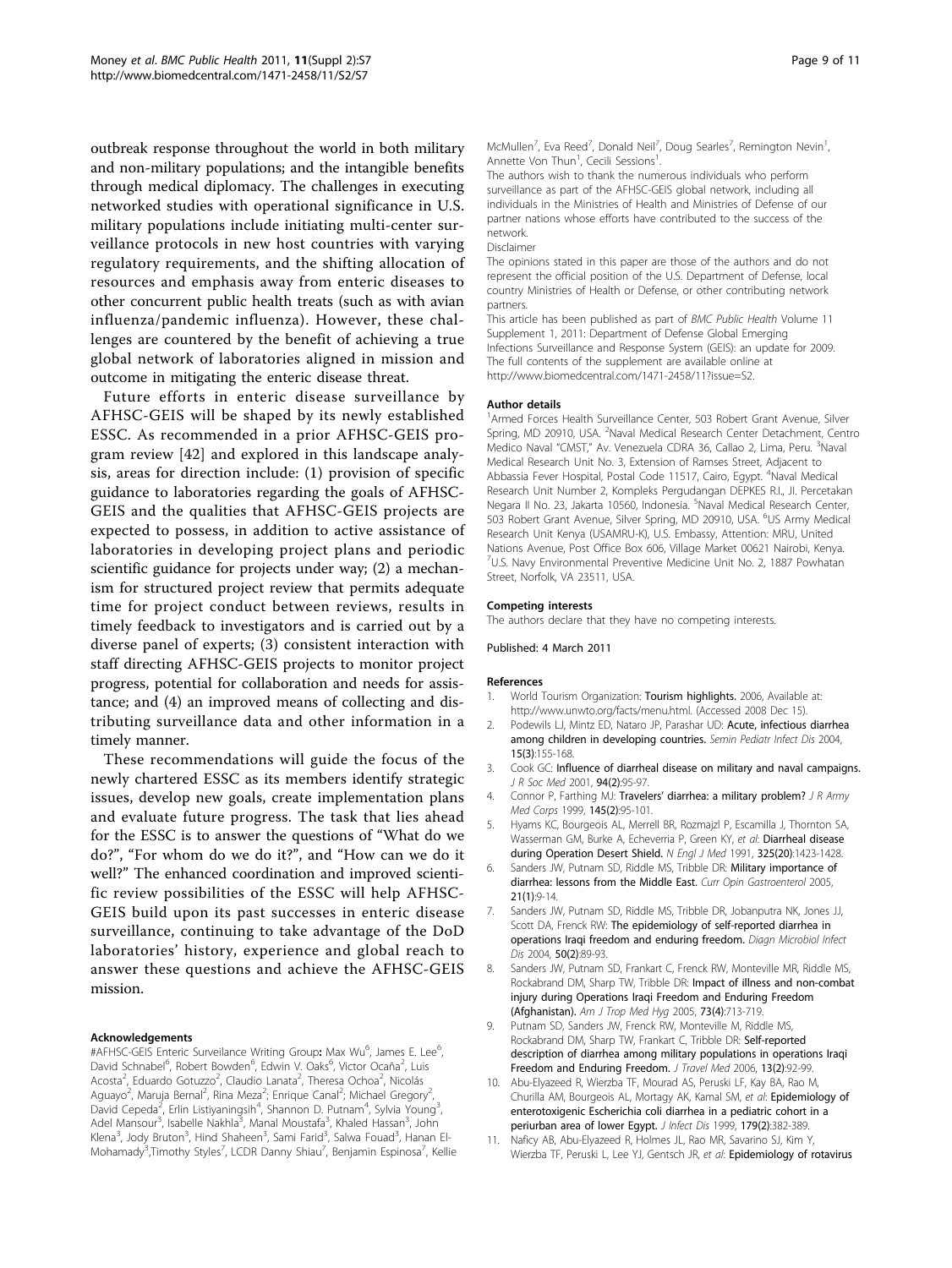outbreak response throughout the world in both military and non-military populations; and the intangible benefits through medical diplomacy. The challenges in executing networked studies with operational significance in U.S. military populations include initiating multi-center surveillance protocols in new host countries with varying regulatory requirements, and the shifting allocation of resources and emphasis away from enteric diseases to other concurrent public health treats (such as with avian influenza/pandemic influenza). However, these challenges are countered by the benefit of achieving a true global network of laboratories aligned in mission and outcome in mitigating the enteric disease threat.

Future efforts in enteric disease surveillance by AFHSC-GEIS will be shaped by its newly established ESSC. As recommended in a prior AFHSC-GEIS program review [42] and explored in this landscape analysis, areas for direction include: (1) provision of specific guidance to laboratories regarding the goals of AFHSC-GEIS and the qualities that AFHSC-GEIS projects are expected to possess, in addition to active assistance of laboratories in developing project plans and periodic scientific guidance for projects under way; (2) a mechanism for structured project review that permits adequate time for project conduct between reviews, results in timely feedback to investigators and is carried out by a diverse panel of experts; (3) consistent interaction with staff directing AFHSC-GEIS projects to monitor project progress, potential for collaboration and needs for assistance; and (4) an improved means of collecting and distributing surveillance data and other information in a timely manner.

These recommendations will guide the focus of the newly chartered ESSC as its members identify strategic issues, develop new goals, create implementation plans and evaluate future progress. The task that lies ahead for the ESSC is to answer the questions of "What do we do?", "For whom do we do it?", and "How can we do it well?" The enhanced coordination and improved scientific review possibilities of the ESSC will help AFHSC-GEIS build upon its past successes in enteric disease surveillance, continuing to take advantage of the DoD laboratories' history, experience and global reach to answer these questions and achieve the AFHSC-GEIS mission.

#### Acknowledgements

#AFHSC-GEIS Enteric Surveillance Writing Group: Max Wu[6], James E. Lee[6], David Schnabel[6], Robert Bowden[6], Edwin V. Oaks[6], Victor Ocaña[2], Luis Acosta[2], Eduardo Gotuzzo[2], Claudio Lanata[2], Theresa Ochoa[2], Nicolás Aguayo[2], Maruja Bernal[2], Rina Meza[2]; Enrique Canal[2]; Michael Gregory[2], David Cepeda[2], Erlin Listiyaningsih[4], Shannon D. Putnam[4], Sylvia Young[3], Adel Mansour[3], Isabelle Nakhla[3], Manal Moustafa[3], Khaled Hassan[3], John Klena[3], Jody Bruton[3], Hind Shaheen[3], Sami Farid[3], Salwa Fouad[3], Hanan El-Mohamady[3], Timothy Styles[7], LCDR Danny Shiau[7], Benjamin Espinosa[7], Kellie McMullen[7], Eva Reed[7], Donald Neil[7], Doug Searles[7], Remington Nevin[1], Annette Von Thun[1], Cecili Sessions[1].

The authors wish to thank the numerous individuals who perform surveillance as part of the AFHSC-GEIS global network, including all individuals in the Ministries of Health and Ministries of Defense of our partner nations whose efforts have contributed to the success of the network.

Disclaimer

The opinions stated in this paper are those of the authors and do not represent the official position of the U.S. Department of Defense, local country Ministries of Health or Defense, or other contributing network partners.

This article has been published as part of *BMC Public Health* Volume 11 Supplement 1, 2011: Department of Defense Global Emerging Infections Surveillance and Response System (GEIS): an update for 2009. The full contents of the supplement are available online at http://www.biomedcentral.com/1471-2458/11?issue=S2.

#### Author details

[1]Armed Forces Health Surveillance Center, 503 Robert Grant Avenue, Silver Spring, MD 20910, USA. [2]Naval Medical Research Center Detachment, Centro Medico Naval "CMST," Av. Venezuela CDRA 36, Callao 2, Lima, Peru. [3]Naval Medical Research Unit No. 3, Extension of Ramses Street, Adjacent to Abbassia Fever Hospital, Postal Code 11517, Cairo, Egypt. [4]Naval Medical Research Unit Number 2, Kompleks Pergudangan DEPKES R.I., Jl. Percetakan Negara II No. 23, Jakarta 10560, Indonesia. [5]Naval Medical Research Center, 503 Robert Grant Avenue, Silver Spring, MD 20910, USA. [6]US Army Medical Research Unit Kenya (USAMRU-K), U.S. Embassy, Attention: MRU, United Nations Avenue, Post Office Box 606, Village Market 00621 Nairobi, Kenya. [7]U.S. Navy Environmental Preventive Medicine Unit No. 2, 1887 Powhatan Street, Norfolk, VA 23511, USA.

#### Competing interests

The authors declare that they have no competing interests.

Published: 4 March 2011

#### References

1. World Tourism Organization: **Tourism highlights.** 2006, Available at: http://www.unwto.org/facts/menu.html. (Accessed 2008 Dec 15).
2. Podewils LJ, Mintz ED, Nataro JP, Parashar UD: **Acute, infectious diarrhea among children in developing countries.** *Semin Pediatr Infect Dis* 2004, **15(3)**:155-168.
3. Cook GC: **Influence of diarrheal disease on military and naval campaigns.** *J R Soc Med* 2001, **94(2)**:95-97.
4. Connor P, Farthing MJ: **Travelers' diarrhea: a military problem?** *J R Army Med Corps* 1999, **145(2)**:95-101.
5. Hyams KC, Bourgeois AL, Merrell BR, Rozmajzl P, Escamilla J, Thornton SA, Wasserman GM, Burke A, Echeverria P, Green KY, *et al*: **Diarrheal disease during Operation Desert Shield.** *N Engl J Med* 1991, **325(20)**:1423-1428.
6. Sanders JW, Putnam SD, Riddle MS, Tribble DR: **Military importance of diarrhea: lessons from the Middle East.** *Curr Opin Gastroenterol* 2005, **21(1)**:9-14.
7. Sanders JW, Putnam SD, Riddle MS, Tribble DR, Jobanputra NK, Jones JJ, Scott DA, Frenck RW: **The epidemiology of self-reported diarrhea in operations Iraqi freedom and enduring freedom.** *Diagn Microbiol Infect Dis* 2004, **50(2)**:89-93.
8. Sanders JW, Putnam SD, Frankart C, Frenck RW, Monteville MR, Riddle MS, Rockabrand DM, Sharp TW, Tribble DR: **Impact of illness and non-combat injury during Operations Iraqi Freedom and Enduring Freedom (Afghanistan).** *Am J Trop Med Hyg* 2005, **73(4)**:713-719.
9. Putnam SD, Sanders JW, Frenck RW, Monteville M, Riddle MS, Rockabrand DM, Sharp TW, Frankart C, Tribble DR: **Self-reported description of diarrhea among military populations in operations Iraqi Freedom and Enduring Freedom.** *J Travel Med* 2006, **13(2)**:92-99.
10. Abu-Elyazeed R, Wierzba TF, Mourad AS, Peruski LF, Kay BA, Rao M, Churilla AM, Bourgeois AL, Mortagy AK, Kamal SM, *et al*: **Epidemiology of enterotoxigenic Escherichia coli diarrhea in a pediatric cohort in a periurban area of lower Egypt.** *J Infect Dis* 1999, **179(2)**:382-389.
11. Naficy AB, Abu-Elyazeed R, Holmes JL, Rao MR, Savarino SJ, Kim Y, Wierzba TF, Peruski L, Lee YJ, Gentsch JR, *et al*: **Epidemiology of rotavirus**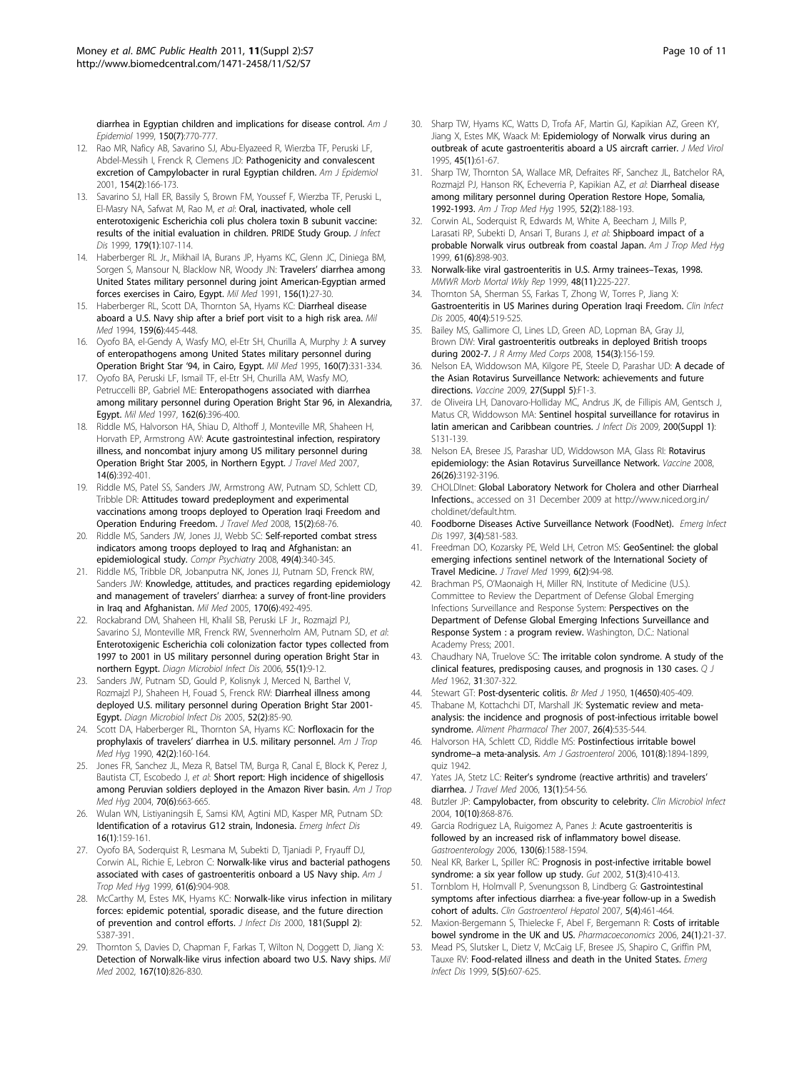diarrhea in Egyptian children and implications for disease control. *Am J Epidemiol* 1999, **150**(7):770-777.

12. Rao MR, Naficy AB, Savarino SJ, Abu-Elyazeed R, Wierzba TF, Peruski LF, Abdel-Messih I, Frenck R, Clemens JD: **Pathogenicity and convalescent excretion of Campylobacter in rural Egyptian children.** *Am J Epidemiol* 2001, **154**(2):166-173.
13. Savarino SJ, Hall ER, Bassily S, Brown FM, Youssef F, Wierzba TF, Peruski L, El-Masry NA, Safwat M, Rao M, *et al*: **Oral, inactivated, whole cell enterotoxigenic Escherichia coli plus cholera toxin B subunit vaccine: results of the initial evaluation in children. PRIDE Study Group.** *J Infect Dis* 1999, **179**(1):107-114.
14. Haberberger RL Jr., Mikhail IA, Burans JP, Hyams KC, Glenn JC, Diniega BM, Sorgen S, Mansour N, Blacklow NR, Woody JN: **Travelers' diarrhea among United States military personnel during joint American-Egyptian armed forces exercises in Cairo, Egypt.** *Mil Med* 1991, **156**(1):27-30.
15. Haberberger RL, Scott DA, Thornton SA, Hyams KC: **Diarrheal disease aboard a U.S. Navy ship after a brief port visit to a high risk area.** *Mil Med* 1994, **159**(6):445-448.
16. Oyofo BA, el-Gendy A, Wasfy MO, el-Etr SH, Churilla A, Murphy J: **A survey of enteropathogens among United States military personnel during Operation Bright Star '94, in Cairo, Egypt.** *Mil Med* 1995, **160**(7):331-334.
17. Oyofo BA, Peruski LF, Ismail TF, el-Etr SH, Churilla AM, Wasfy MO, Petruccelli BP, Gabriel ME: **Enteropathogens associated with diarrhea among military personnel during Operation Bright Star 96, in Alexandria, Egypt.** *Mil Med* 1997, **162**(6):396-400.
18. Riddle MS, Halvorson HA, Shiau D, Althoff J, Monteville MR, Shaheen H, Horvath EP, Armstrong AW: **Acute gastrointestinal infection, respiratory illness, and noncombat injury among US military personnel during Operation Bright Star 2005, in Northern Egypt.** *J Travel Med* 2007, **14**(6):392-401.
19. Riddle MS, Patel SS, Sanders JW, Armstrong AW, Putnam SD, Schlett CD, Tribble DR: **Attitudes toward predeployment and experimental vaccinations among troops deployed to Operation Iraqi Freedom and Operation Enduring Freedom.** *J Travel Med* 2008, **15**(2):68-76.
20. Riddle MS, Sanders JW, Jones JJ, Webb SC: **Self-reported combat stress indicators among troops deployed to Iraq and Afghanistan: an epidemiological study.** *Compr Psychiatry* 2008, **49**(4):340-345.
21. Riddle MS, Tribble DR, Jobanputra NK, Jones JJ, Putnam SD, Frenck RW, Sanders JW: **Knowledge, attitudes, and practices regarding epidemiology and management of travelers' diarrhea: a survey of front-line providers in Iraq and Afghanistan.** *Mil Med* 2005, **170**(6):492-495.
22. Rockabrand DM, Shaheen HI, Khalil SB, Peruski LF Jr., Rozmajzl PJ, Savarino SJ, Monteville MR, Frenck RW, Svennerholm AM, Putnam SD, *et al*: **Enterotoxigenic Escherichia coli colonization factor types collected from 1997 to 2001 in US military personnel during operation Bright Star in northern Egypt.** *Diagn Microbiol Infect Dis* 2006, **55**(1):9-12.
23. Sanders JW, Putnam SD, Gould P, Kolisnyk J, Merced N, Barthel V, Rozmajzl PJ, Shaheen H, Fouad S, Frenck RW: **Diarrheal illness among deployed U.S. military personnel during Operation Bright Star 2001-Egypt.** *Diagn Microbiol Infect Dis* 2005, **52**(2):85-90.
24. Scott DA, Haberberger RL, Thornton SA, Hyams KC: **Norfloxacin for the prophylaxis of travelers' diarrhea in U.S. military personnel.** *Am J Trop Med Hyg* 1990, **42**(2):160-164.
25. Jones FR, Sanchez JL, Meza R, Batsel TM, Burga R, Canal E, Block K, Perez J, Bautista CT, Escobedo J, *et al*: **Short report: High incidence of shigellosis among Peruvian soldiers deployed in the Amazon River basin.** *Am J Trop Med Hyg* 2004, **70**(6):663-665.
26. Wulan WN, Listiyaningsih E, Samsi KM, Agtini MD, Kasper MR, Putnam SD: **Identification of a rotavirus G12 strain, Indonesia.** *Emerg Infect Dis* **16**(1):159-161.
27. Oyofo BA, Soderquist R, Lesmana M, Subekti D, Tjaniadi P, Fryauff DJ, Corwin AL, Richie E, Lebron C: **Norwalk-like virus and bacterial pathogens associated with cases of gastroenteritis onboard a US Navy ship.** *Am J Trop Med Hyg* 1999, **61**(6):904-908.
28. McCarthy M, Estes MK, Hyams KC: **Norwalk-like virus infection in military forces: epidemic potential, sporadic disease, and the future direction of prevention and control efforts.** *J Infect Dis* 2000, **181**(Suppl 2): S387-391.
29. Thornton S, Davies D, Chapman F, Farkas T, Wilton N, Doggett D, Jiang X: **Detection of Norwalk-like virus infection aboard two U.S. Navy ships.** *Mil Med* 2002, **167**(10):826-830.
30. Sharp TW, Hyams KC, Watts D, Trofa AF, Martin GJ, Kapikian AZ, Green KY, Jiang X, Estes MK, Waack M: **Epidemiology of Norwalk virus during an outbreak of acute gastroenteritis aboard a US aircraft carrier.** *J Med Virol* 1995, **45**(1):61-67.
31. Sharp TW, Thornton SA, Wallace MR, Defraites RF, Sanchez JL, Batchelor RA, Rozmajzl PJ, Hanson RK, Echeverria P, Kapikian AZ, *et al*: **Diarrheal disease among military personnel during Operation Restore Hope, Somalia, 1992-1993.** *Am J Trop Med Hyg* 1995, **52**(2):188-193.
32. Corwin AL, Soderquist R, Edwards M, White A, Beecham J, Mills P, Larasati RP, Subekti D, Ansari T, Burans J, *et al*: **Shipboard impact of a probable Norwalk virus outbreak from coastal Japan.** *Am J Trop Med Hyg* 1999, **61**(6):898-903.
33. **Norwalk-like viral gastroenteritis in U.S. Army trainees–Texas, 1998.** *MMWR Morb Mortal Wkly Rep* 1999, **48**(11):225-227.
34. Thornton SA, Sherman SS, Farkas T, Zhong W, Torres P, Jiang X: **Gastroenteritis in US Marines during Operation Iraqi Freedom.** *Clin Infect Dis* 2005, **40**(4):519-525.
35. Bailey MS, Gallimore CI, Lines LD, Green AD, Lopman BA, Gray JJ, Brown DW: **Viral gastroenteritis outbreaks in deployed British troops during 2002-7.** *J R Army Med Corps* 2008, **154**(3):156-159.
36. Nelson EA, Widdowson MA, Kilgore PE, Steele D, Parashar UD: **A decade of the Asian Rotavirus Surveillance Network: achievements and future directions.** *Vaccine* 2009, **27**(Suppl 5):F1-3.
37. de Oliveira LH, Danovaro-Holliday MC, Andrus JK, de Fillipis AM, Gentsch J, Matus CR, Widdowson MA: **Sentinel hospital surveillance for rotavirus in latin american and Caribbean countries.** *J Infect Dis* 2009, **200**(Suppl 1): S131-139.
38. Nelson EA, Bresee JS, Parashar UD, Widdowson MA, Glass RI: **Rotavirus epidemiology: the Asian Rotavirus Surveillance Network.** *Vaccine* 2008, **26**(26):3192-3196.
39. CHOLDInet: **Global Laboratory Network for Cholera and other Diarrheal Infections.**, accessed on 31 December 2009 at http://www.niced.org.in/choldinet/default.htm.
40. **Foodborne Diseases Active Surveillance Network (FoodNet).** *Emerg Infect Dis* 1997, **3**(4):581-583.
41. Freedman DO, Kozarsky PE, Weld LH, Cetron MS: **GeoSentinel: the global emerging infections sentinel network of the International Society of Travel Medicine.** *J Travel Med* 1999, **6**(2):94-98.
42. Brachman PS, O'Maonaigh H, Miller RN, Institute of Medicine (U.S.). Committee to Review the Department of Defense Global Emerging Infections Surveillance and Response System: **Perspectives on the Department of Defense Global Emerging Infections Surveillance and Response System : a program review.** Washington, D.C.: National Academy Press; 2001.
43. Chaudhary NA, Truelove SC: **The irritable colon syndrome. A study of the clinical features, predisposing causes, and prognosis in 130 cases.** *Q J Med* 1962, **31**:307-322.
44. Stewart GT: **Post-dysenteric colitis.** *Br Med J* 1950, **1**(4650):405-409.
45. Thabane M, Kottachchi DT, Marshall JK: **Systematic review and meta-analysis: the incidence and prognosis of post-infectious irritable bowel syndrome.** *Aliment Pharmacol Ther* 2007, **26**(4):535-544.
46. Halvorson HA, Schlett CD, Riddle MS: **Postinfectious irritable bowel syndrome–a meta-analysis.** *Am J Gastroenterol* 2006, **101**(8):1894-1899, quiz 1942.
47. Yates JA, Stetz LC: **Reiter's syndrome (reactive arthritis) and travelers' diarrhea.** *J Travel Med* 2006, **13**(1):54-56.
48. Butzler JP: **Campylobacter, from obscurity to celebrity.** *Clin Microbiol Infect* 2004, **10**(10):868-876.
49. Garcia Rodriguez LA, Ruigomez A, Panes J: **Acute gastroenteritis is followed by an increased risk of inflammatory bowel disease.** *Gastroenterology* 2006, **130**(6):1588-1594.
50. Neal KR, Barker L, Spiller RC: **Prognosis in post-infective irritable bowel syndrome: a six year follow up study.** *Gut* 2002, **51**(3):410-413.
51. Tornblom H, Holmvall P, Svenungsson B, Lindberg G: **Gastrointestinal symptoms after infectious diarrhea: a five-year follow-up in a Swedish cohort of adults.** *Clin Gastroenterol Hepatol* 2007, **5**(4):461-464.
52. Maxion-Bergemann S, Thielecke F, Abel F, Bergemann R: **Costs of irritable bowel syndrome in the UK and US.** *Pharmacoeconomics* 2006, **24**(1):21-37.
53. Mead PS, Slutsker L, Dietz V, McCaig LF, Bresee JS, Shapiro C, Griffin PM, Tauxe RV: **Food-related illness and death in the United States.** *Emerg Infect Dis* 1999, **5**(5):607-625.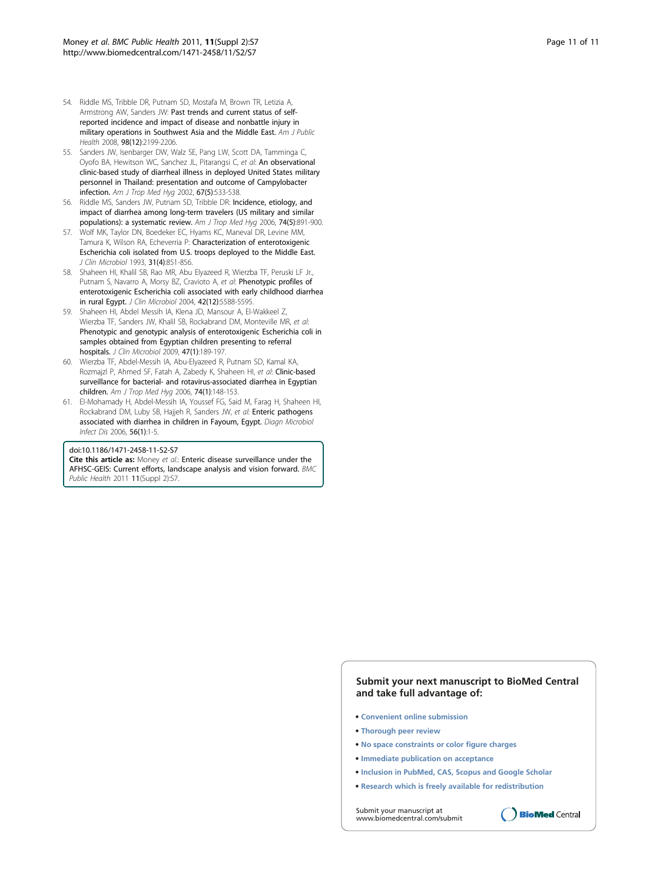54. Riddle MS, Tribble DR, Putnam SD, Mostafa M, Brown TR, Letizia A, Armstrong AW, Sanders JW: **Past trends and current status of self-reported incidence and impact of disease and nonbattle injury in military operations in Southwest Asia and the Middle East.** *Am J Public Health* 2008, **98(12)**:2199-2206.
55. Sanders JW, Isenbarger DW, Walz SE, Pang LW, Scott DA, Tamminga C, Oyofo BA, Hewitson WC, Sanchez JL, Pitarangsi C, *et al*: **An observational clinic-based study of diarrheal illness in deployed United States military personnel in Thailand: presentation and outcome of Campylobacter infection.** *Am J Trop Med Hyg* 2002, **67(5)**:533-538.
56. Riddle MS, Sanders JW, Putnam SD, Tribble DR: **Incidence, etiology, and impact of diarrhea among long-term travelers (US military and similar populations): a systematic review.** *Am J Trop Med Hyg* 2006, **74(5)**:891-900.
57. Wolf MK, Taylor DN, Boedeker EC, Hyams KC, Maneval DR, Levine MM, Tamura K, Wilson RA, Echeverria P: **Characterization of enterotoxigenic Escherichia coli isolated from U.S. troops deployed to the Middle East.** *J Clin Microbiol* 1993, **31(4)**:851-856.
58. Shaheen HI, Khalil SB, Rao MR, Abu Elyazeed R, Wierzba TF, Peruski LF Jr., Putnam S, Navarro A, Morsy BZ, Cravioto A, *et al*: **Phenotypic profiles of enterotoxigenic Escherichia coli associated with early childhood diarrhea in rural Egypt.** *J Clin Microbiol* 2004, **42(12)**:5588-5595.
59. Shaheen HI, Abdel Messih IA, Klena JD, Mansour A, El-Wakkeel Z, Wierzba TF, Sanders JW, Khalil SB, Rockabrand DM, Monteville MR, *et al*: **Phenotypic and genotypic analysis of enterotoxigenic Escherichia coli in samples obtained from Egyptian children presenting to referral hospitals.** *J Clin Microbiol* 2009, **47(1)**:189-197.
60. Wierzba TF, Abdel-Messih IA, Abu-Elyazeed R, Putnam SD, Kamal KA, Rozmajzl P, Ahmed SF, Fatah A, Zabedy K, Shaheen HI, *et al*: **Clinic-based surveillance for bacterial- and rotavirus-associated diarrhea in Egyptian children.** *Am J Trop Med Hyg* 2006, **74(1)**:148-153.
61. El-Mohamady H, Abdel-Messih IA, Youssef FG, Said M, Farag H, Shaheen HI, Rockabrand DM, Luby SB, Hajjeh R, Sanders JW, *et al*: **Enteric pathogens associated with diarrhea in children in Fayoum, Egypt.** *Diagn Microbiol Infect Dis* 2006, **56(1)**:1-5.

doi:10.1186/1471-2458-11-S2-S7
**Cite this article as:** Money *et al.*: Enteric disease surveillance under the AFHSC-GEIS: Current efforts, landscape analysis and vision forward. *BMC Public Health* 2011 **11**(Suppl 2):S7.

**Submit your next manuscript to BioMed Central and take full advantage of:**

- **Convenient online submission**
- **Thorough peer review**
- **No space constraints or color figure charges**
- **Immediate publication on acceptance**
- **Inclusion in PubMed, CAS, Scopus and Google Scholar**
- **Research which is freely available for redistribution**

Submit your manuscript at
www.biomedcentral.com/submit

BioMed Central